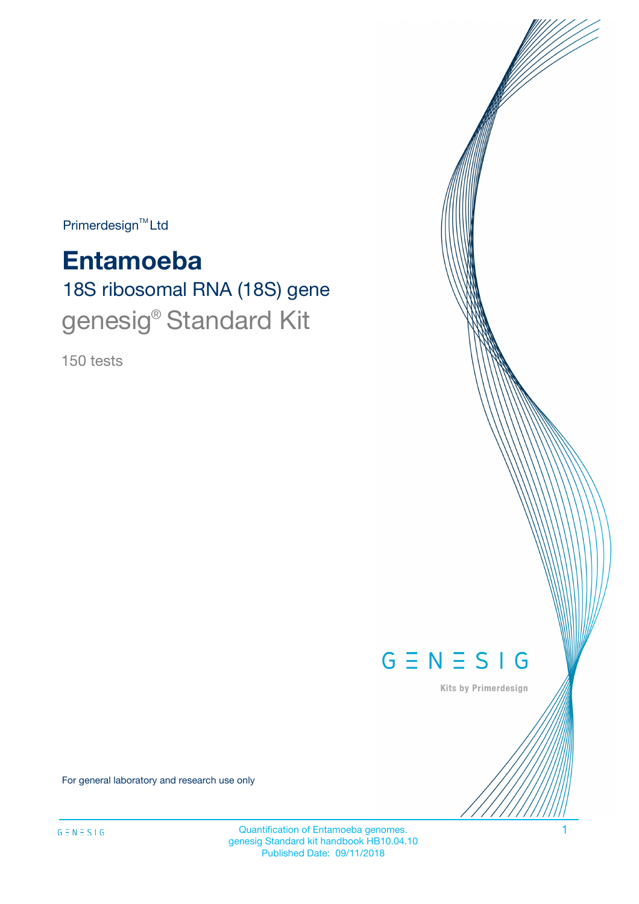Primerdesign™ Ltd

# Entamoeba

## 18S ribosomal RNA (18S) gene

## genesig® Standard Kit

150 tests

GENESIG

Kits by Primerdesign

For general laboratory and research use only

Quantification of Entamoeba genomes.
genesig Standard kit handbook HB10.04.10
Published Date: 09/11/2018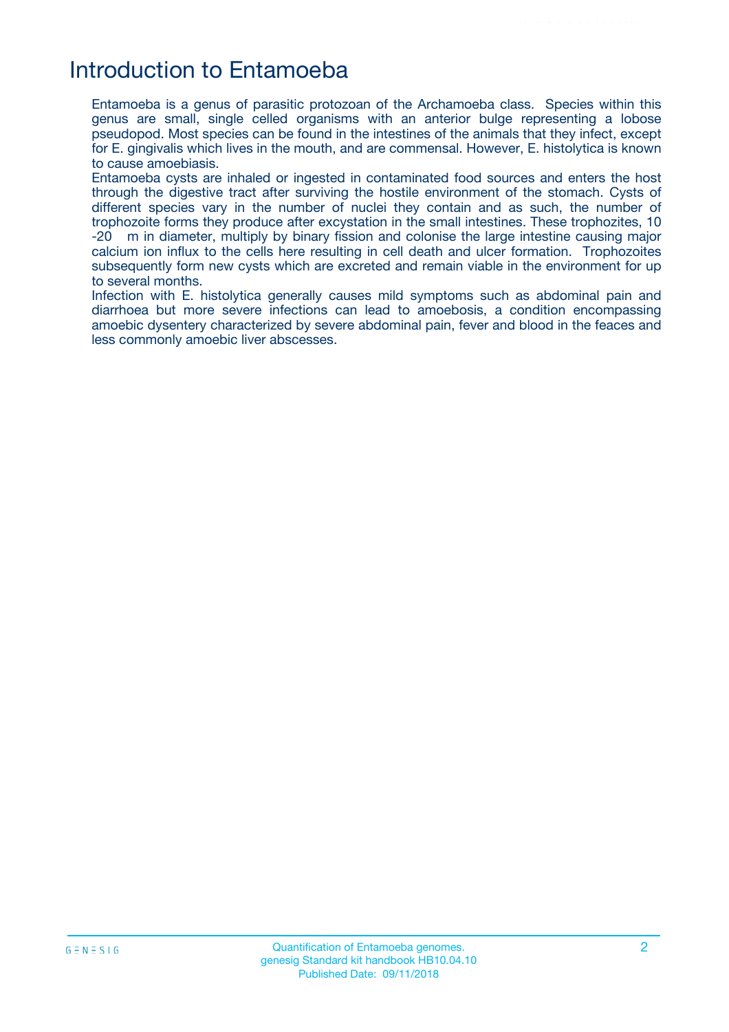# Introduction to Entamoeba

Entamoeba is a genus of parasitic protozoan of the Archamoeba class. Species within this genus are small, single celled organisms with an anterior bulge representing a lobose pseudopod. Most species can be found in the intestines of the animals that they infect, except for E. gingivalis which lives in the mouth, and are commensal. However, E. histolytica is known to cause amoebiasis.

Entamoeba cysts are inhaled or ingested in contaminated food sources and enters the host through the digestive tract after surviving the hostile environment of the stomach. Cysts of different species vary in the number of nuclei they contain and as such, the number of trophozoite forms they produce after excystation in the small intestines. These trophozites, 10 -20 m in diameter, multiply by binary fission and colonise the large intestine causing major calcium ion influx to the cells here resulting in cell death and ulcer formation. Trophozoites subsequently form new cysts which are excreted and remain viable in the environment for up to several months.

Infection with E. histolytica generally causes mild symptoms such as abdominal pain and diarrhoea but more severe infections can lead to amoebosis, a condition encompassing amoebic dysentery characterized by severe abdominal pain, fever and blood in the feaces and less commonly amoebic liver abscesses.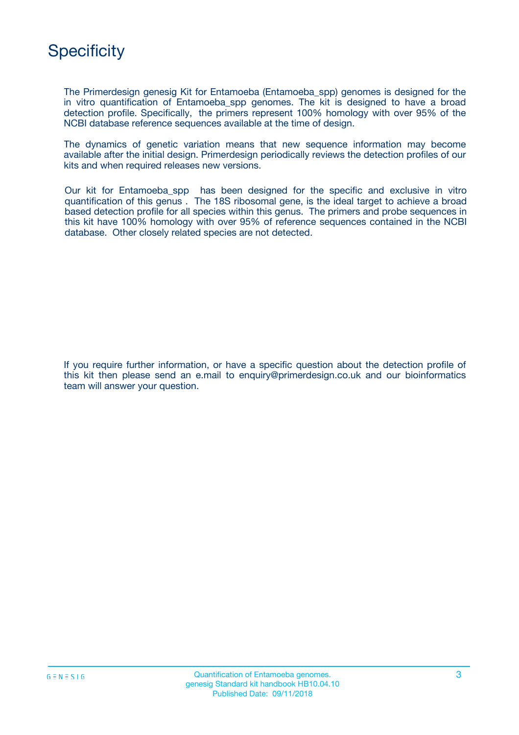# Specificity

The Primerdesign genesig Kit for Entamoeba (Entamoeba_spp) genomes is designed for the in vitro quantification of Entamoeba_spp genomes. The kit is designed to have a broad detection profile. Specifically, the primers represent 100% homology with over 95% of the NCBI database reference sequences available at the time of design.

The dynamics of genetic variation means that new sequence information may become available after the initial design. Primerdesign periodically reviews the detection profiles of our kits and when required releases new versions.

Our kit for Entamoeba_spp has been designed for the specific and exclusive in vitro quantification of this genus . The 18S ribosomal gene, is the ideal target to achieve a broad based detection profile for all species within this genus. The primers and probe sequences in this kit have 100% homology with over 95% of reference sequences contained in the NCBI database. Other closely related species are not detected.

If you require further information, or have a specific question about the detection profile of this kit then please send an e.mail to enquiry@primerdesign.co.uk and our bioinformatics team will answer your question.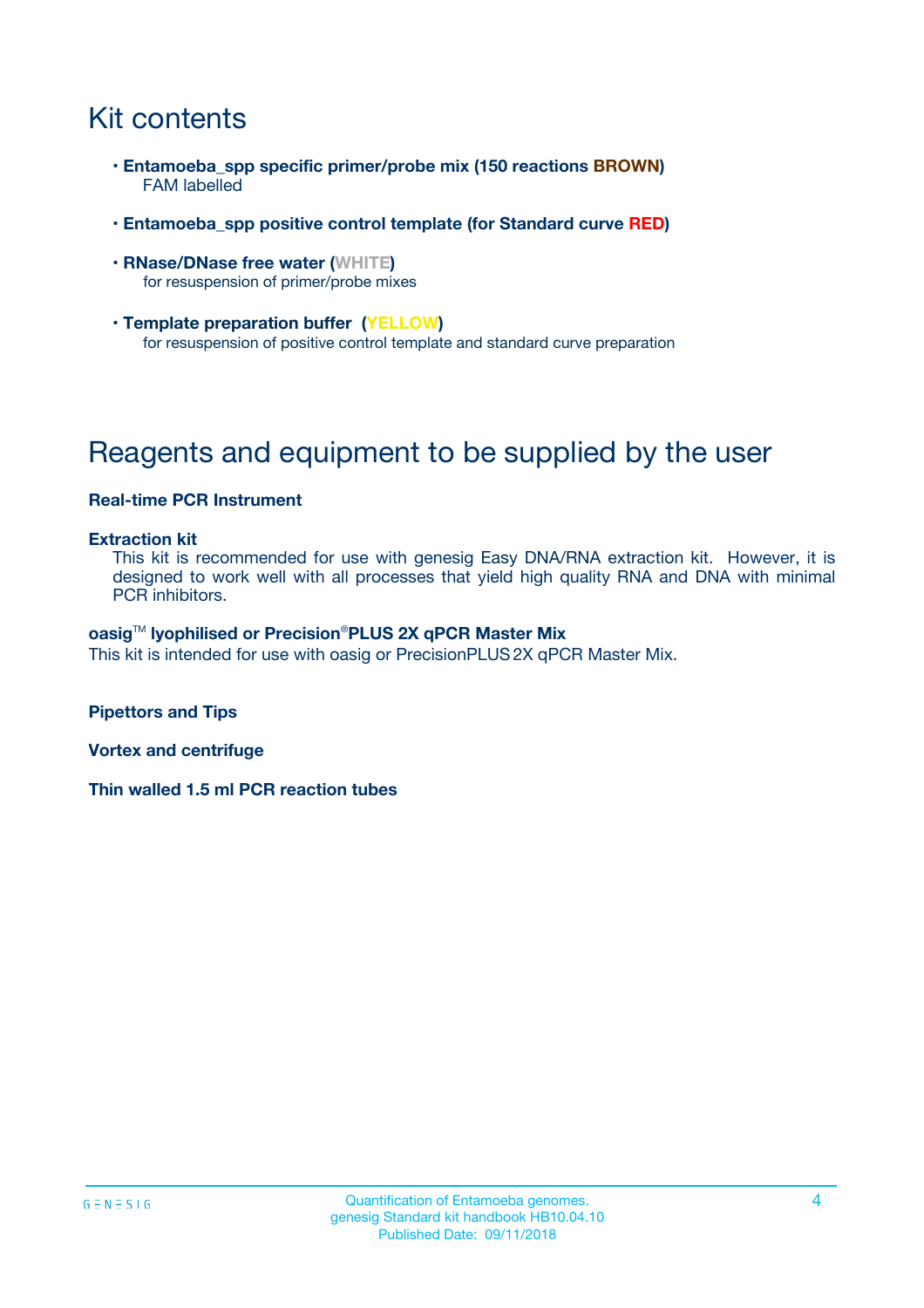# Kit contents

- **Entamoeba_spp specific primer/probe mix (150 reactions BROWN)**
  FAM labelled
- **Entamoeba_spp positive control template (for Standard curve RED)**
- **RNase/DNase free water (WHITE)**
  for resuspension of primer/probe mixes
- **Template preparation buffer (YELLOW)**
  for resuspension of positive control template and standard curve preparation

# Reagents and equipment to be supplied by the user

**Real-time PCR Instrument**

**Extraction kit**

This kit is recommended for use with genesig Easy DNA/RNA extraction kit. However, it is designed to work well with all processes that yield high quality RNA and DNA with minimal PCR inhibitors.

**oasig™ lyophilised or Precision®PLUS 2X qPCR Master Mix**

This kit is intended for use with oasig or PrecisionPLUS 2X qPCR Master Mix.

**Pipettors and Tips**

**Vortex and centrifuge**

**Thin walled 1.5 ml PCR reaction tubes**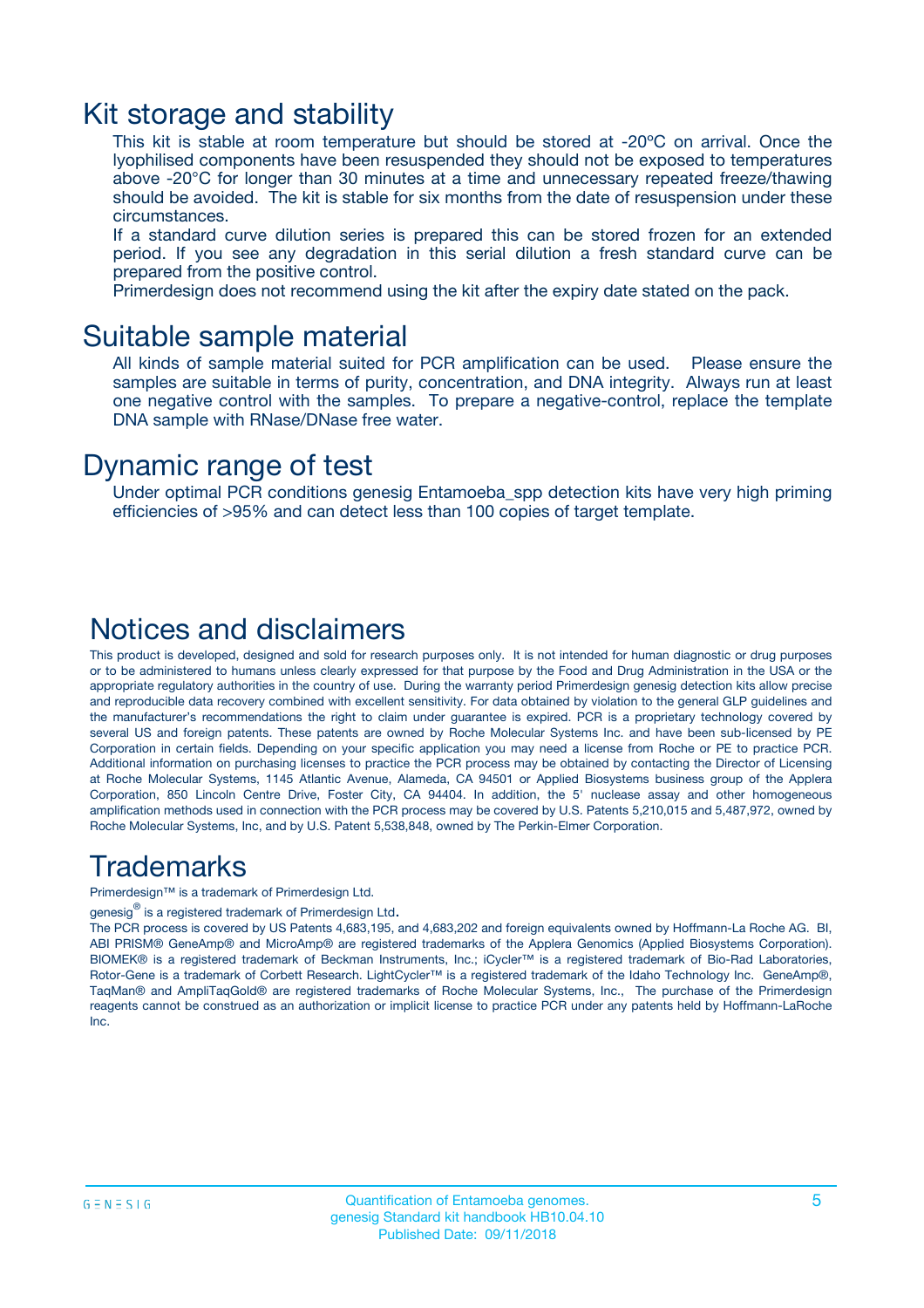# Kit storage and stability

This kit is stable at room temperature but should be stored at -20ºC on arrival. Once the lyophilised components have been resuspended they should not be exposed to temperatures above -20°C for longer than 30 minutes at a time and unnecessary repeated freeze/thawing should be avoided. The kit is stable for six months from the date of resuspension under these circumstances.

If a standard curve dilution series is prepared this can be stored frozen for an extended period. If you see any degradation in this serial dilution a fresh standard curve can be prepared from the positive control.

Primerdesign does not recommend using the kit after the expiry date stated on the pack.

# Suitable sample material

All kinds of sample material suited for PCR amplification can be used. Please ensure the samples are suitable in terms of purity, concentration, and DNA integrity. Always run at least one negative control with the samples. To prepare a negative-control, replace the template DNA sample with RNase/DNase free water.

# Dynamic range of test

Under optimal PCR conditions genesig Entamoeba_spp detection kits have very high priming efficiencies of >95% and can detect less than 100 copies of target template.

# Notices and disclaimers

This product is developed, designed and sold for research purposes only. It is not intended for human diagnostic or drug purposes or to be administered to humans unless clearly expressed for that purpose by the Food and Drug Administration in the USA or the appropriate regulatory authorities in the country of use. During the warranty period Primerdesign genesig detection kits allow precise and reproducible data recovery combined with excellent sensitivity. For data obtained by violation to the general GLP guidelines and the manufacturer's recommendations the right to claim under guarantee is expired. PCR is a proprietary technology covered by several US and foreign patents. These patents are owned by Roche Molecular Systems Inc. and have been sub-licensed by PE Corporation in certain fields. Depending on your specific application you may need a license from Roche or PE to practice PCR. Additional information on purchasing licenses to practice the PCR process may be obtained by contacting the Director of Licensing at Roche Molecular Systems, 1145 Atlantic Avenue, Alameda, CA 94501 or Applied Biosystems business group of the Applera Corporation, 850 Lincoln Centre Drive, Foster City, CA 94404. In addition, the 5' nuclease assay and other homogeneous amplification methods used in connection with the PCR process may be covered by U.S. Patents 5,210,015 and 5,487,972, owned by Roche Molecular Systems, Inc, and by U.S. Patent 5,538,848, owned by The Perkin-Elmer Corporation.

# Trademarks

Primerdesign™ is a trademark of Primerdesign Ltd.

genesig® is a registered trademark of Primerdesign Ltd.

The PCR process is covered by US Patents 4,683,195, and 4,683,202 and foreign equivalents owned by Hoffmann-La Roche AG. BI, ABI PRISM® GeneAmp® and MicroAmp® are registered trademarks of the Applera Genomics (Applied Biosystems Corporation). BIOMEK® is a registered trademark of Beckman Instruments, Inc.; iCycler™ is a registered trademark of Bio-Rad Laboratories, Rotor-Gene is a trademark of Corbett Research. LightCycler™ is a registered trademark of the Idaho Technology Inc. GeneAmp®, TaqMan® and AmpliTaqGold® are registered trademarks of Roche Molecular Systems, Inc., The purchase of the Primerdesign reagents cannot be construed as an authorization or implicit license to practice PCR under any patents held by Hoffmann-LaRoche Inc.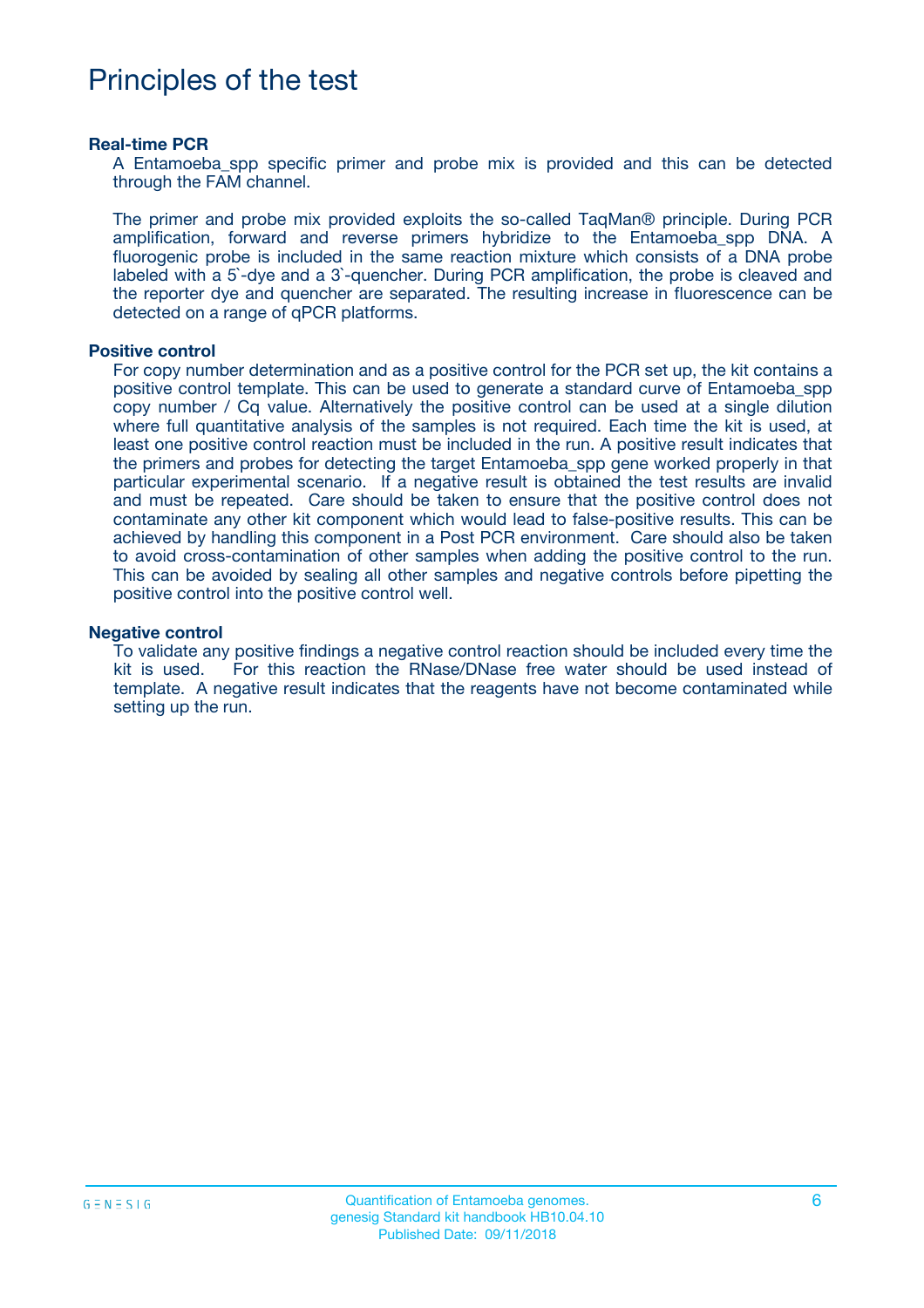# Principles of the test

### Real-time PCR

A Entamoeba_spp specific primer and probe mix is provided and this can be detected through the FAM channel.

The primer and probe mix provided exploits the so-called TaqMan® principle. During PCR amplification, forward and reverse primers hybridize to the Entamoeba_spp DNA. A fluorogenic probe is included in the same reaction mixture which consists of a DNA probe labeled with a 5`-dye and a 3`-quencher. During PCR amplification, the probe is cleaved and the reporter dye and quencher are separated. The resulting increase in fluorescence can be detected on a range of qPCR platforms.

### Positive control

For copy number determination and as a positive control for the PCR set up, the kit contains a positive control template. This can be used to generate a standard curve of Entamoeba_spp copy number / Cq value. Alternatively the positive control can be used at a single dilution where full quantitative analysis of the samples is not required. Each time the kit is used, at least one positive control reaction must be included in the run. A positive result indicates that the primers and probes for detecting the target Entamoeba_spp gene worked properly in that particular experimental scenario. If a negative result is obtained the test results are invalid and must be repeated. Care should be taken to ensure that the positive control does not contaminate any other kit component which would lead to false-positive results. This can be achieved by handling this component in a Post PCR environment. Care should also be taken to avoid cross-contamination of other samples when adding the positive control to the run. This can be avoided by sealing all other samples and negative controls before pipetting the positive control into the positive control well.

### Negative control

To validate any positive findings a negative control reaction should be included every time the kit is used. For this reaction the RNase/DNase free water should be used instead of template. A negative result indicates that the reagents have not become contaminated while setting up the run.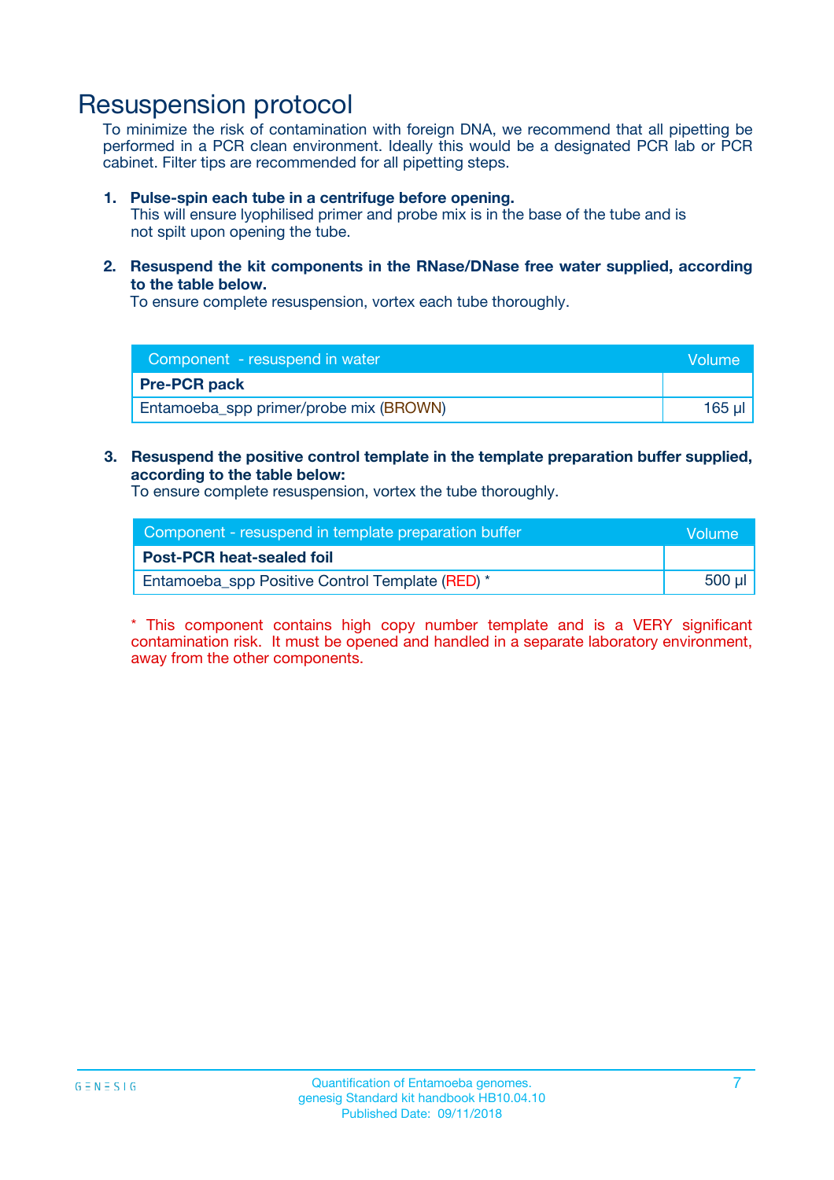# Resuspension protocol

To minimize the risk of contamination with foreign DNA, we recommend that all pipetting be performed in a PCR clean environment. Ideally this would be a designated PCR lab or PCR cabinet. Filter tips are recommended for all pipetting steps.

1. **Pulse-spin each tube in a centrifuge before opening.**
   This will ensure lyophilised primer and probe mix is in the base of the tube and is not spilt upon opening the tube.

2. **Resuspend the kit components in the RNase/DNase free water supplied, according to the table below.**
   To ensure complete resuspension, vortex each tube thoroughly.

| Component - resuspend in water | Volume |
|---|---|
| **Pre-PCR pack** | |
| Entamoeba_spp primer/probe mix (BROWN) | 165 µl |

3. **Resuspend the positive control template in the template preparation buffer supplied, according to the table below:**
   To ensure complete resuspension, vortex the tube thoroughly.

| Component - resuspend in template preparation buffer | Volume |
|---|---|
| **Post-PCR heat-sealed foil** | |
| Entamoeba_spp Positive Control Template (RED) * | 500 µl |

* This component contains high copy number template and is a VERY significant contamination risk. It must be opened and handled in a separate laboratory environment, away from the other components.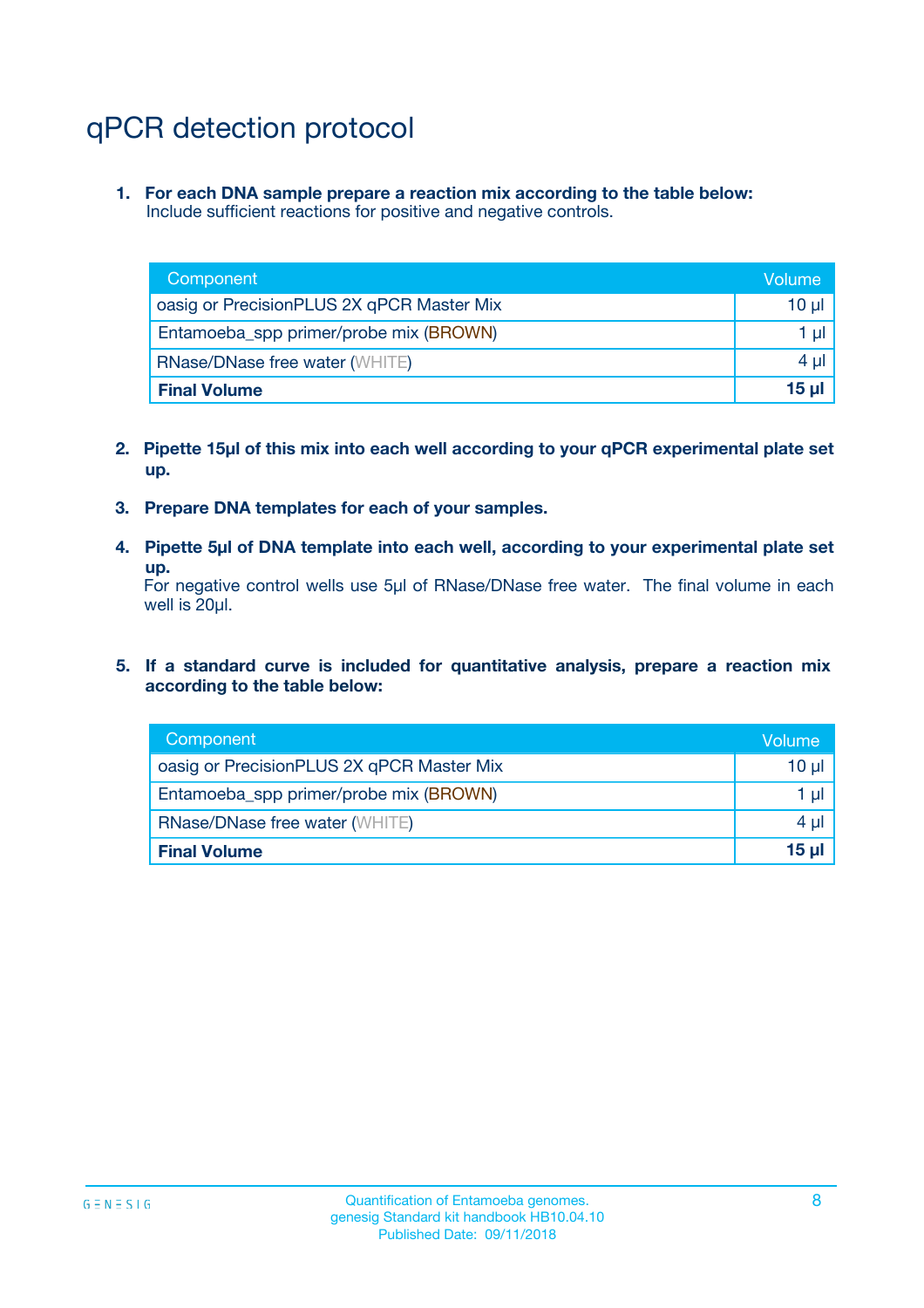# qPCR detection protocol

1. **For each DNA sample prepare a reaction mix according to the table below:**
   Include sufficient reactions for positive and negative controls.

| Component | Volume |
|---|---|
| oasig or PrecisionPLUS 2X qPCR Master Mix | 10 µl |
| Entamoeba_spp primer/probe mix (BROWN) | 1 µl |
| RNase/DNase free water (WHITE) | 4 µl |
| **Final Volume** | **15 µl** |

2. **Pipette 15µl of this mix into each well according to your qPCR experimental plate set up.**

3. **Prepare DNA templates for each of your samples.**

4. **Pipette 5µl of DNA template into each well, according to your experimental plate set up.**
   For negative control wells use 5µl of RNase/DNase free water. The final volume in each well is 20µl.

5. **If a standard curve is included for quantitative analysis, prepare a reaction mix according to the table below:**

| Component | Volume |
|---|---|
| oasig or PrecisionPLUS 2X qPCR Master Mix | 10 µl |
| Entamoeba_spp primer/probe mix (BROWN) | 1 µl |
| RNase/DNase free water (WHITE) | 4 µl |
| **Final Volume** | **15 µl** |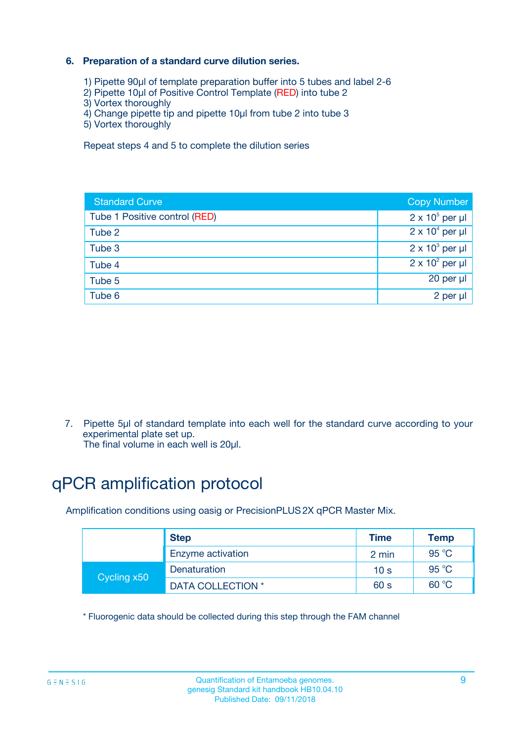### 6. Preparation of a standard curve dilution series.

1) Pipette 90µl of template preparation buffer into 5 tubes and label 2-6
2) Pipette 10µl of Positive Control Template (RED) into tube 2
3) Vortex thoroughly
4) Change pipette tip and pipette 10µl from tube 2 into tube 3
5) Vortex thoroughly

Repeat steps 4 and 5 to complete the dilution series

| Standard Curve | Copy Number |
|---|---|
| Tube 1 Positive control (RED) | $2 \times 10^5$ per µl |
| Tube 2 | $2 \times 10^4$ per µl |
| Tube 3 | $2 \times 10^3$ per µl |
| Tube 4 | $2 \times 10^2$ per µl |
| Tube 5 | 20 per µl |
| Tube 6 | 2 per µl |

7. Pipette 5µl of standard template into each well for the standard curve according to your experimental plate set up.
The final volume in each well is 20µl.

# qPCR amplification protocol

Amplification conditions using oasig or PrecisionPLUS 2X qPCR Master Mix.

| | Step | Time | Temp |
|---|---|---|---|
| | Enzyme activation | 2 min | 95 °C |
| Cycling x50 | Denaturation | 10 s | 95 °C |
| | DATA COLLECTION * | 60 s | 60 °C |

* Fluorogenic data should be collected during this step through the FAM channel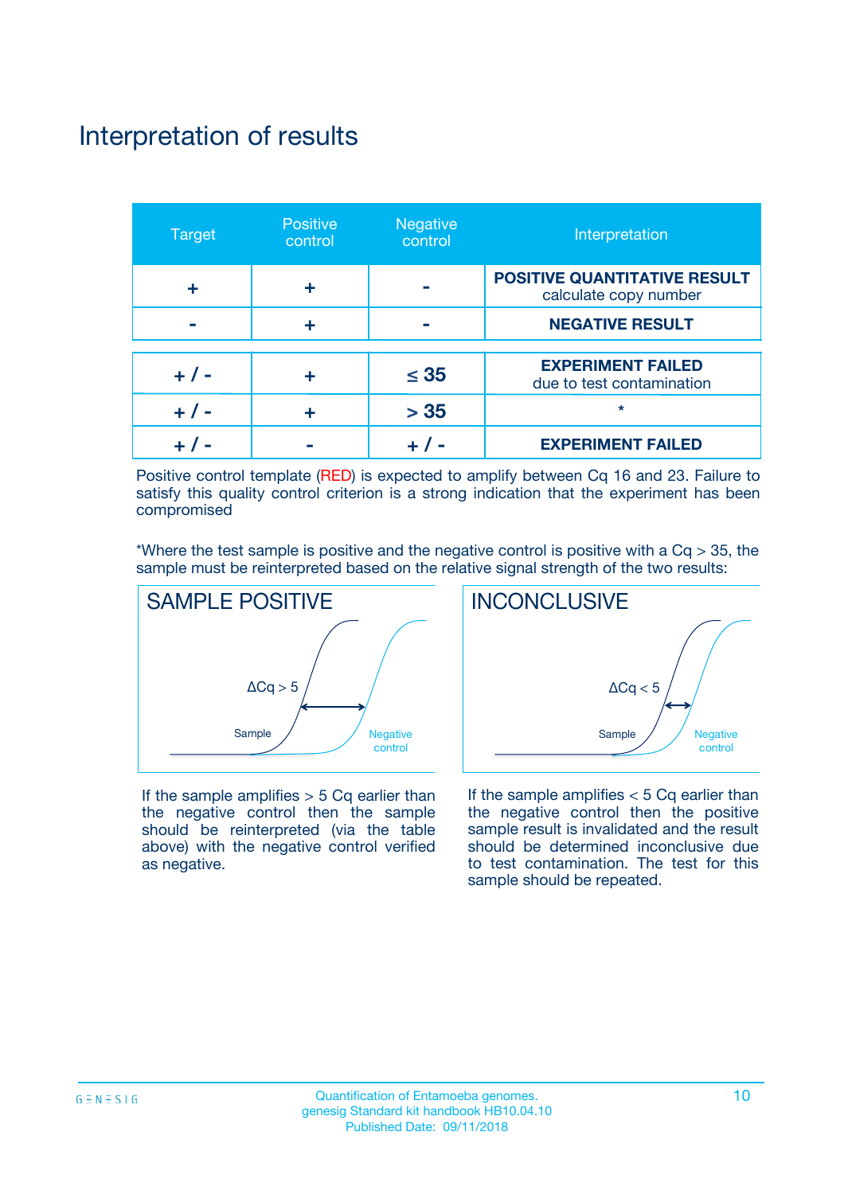# Interpretation of results

| Target | Positive control | Negative control | Interpretation |
|---|---|---|---|
| + | + | - | **POSITIVE QUANTITATIVE RESULT** calculate copy number |
| - | + | - | **NEGATIVE RESULT** |
| + / - | + | ≤ 35 | **EXPERIMENT FAILED** due to test contamination |
| + / - | + | > 35 | * |
| + / - | - | + / - | **EXPERIMENT FAILED** |

Positive control template (RED) is expected to amplify between Cq 16 and 23. Failure to satisfy this quality control criterion is a strong indication that the experiment has been compromised

*Where the test sample is positive and the negative control is positive with a Cq > 35, the sample must be reinterpreted based on the relative signal strength of the two results:

SAMPLE POSITIVE

ΔCq > 5

Sample

Negative control

If the sample amplifies > 5 Cq earlier than the negative control then the sample should be reinterpreted (via the table above) with the negative control verified as negative.

INCONCLUSIVE

ΔCq < 5

Sample

Negative control

If the sample amplifies < 5 Cq earlier than the negative control then the positive sample result is invalidated and the result should be determined inconclusive due to test contamination. The test for this sample should be repeated.